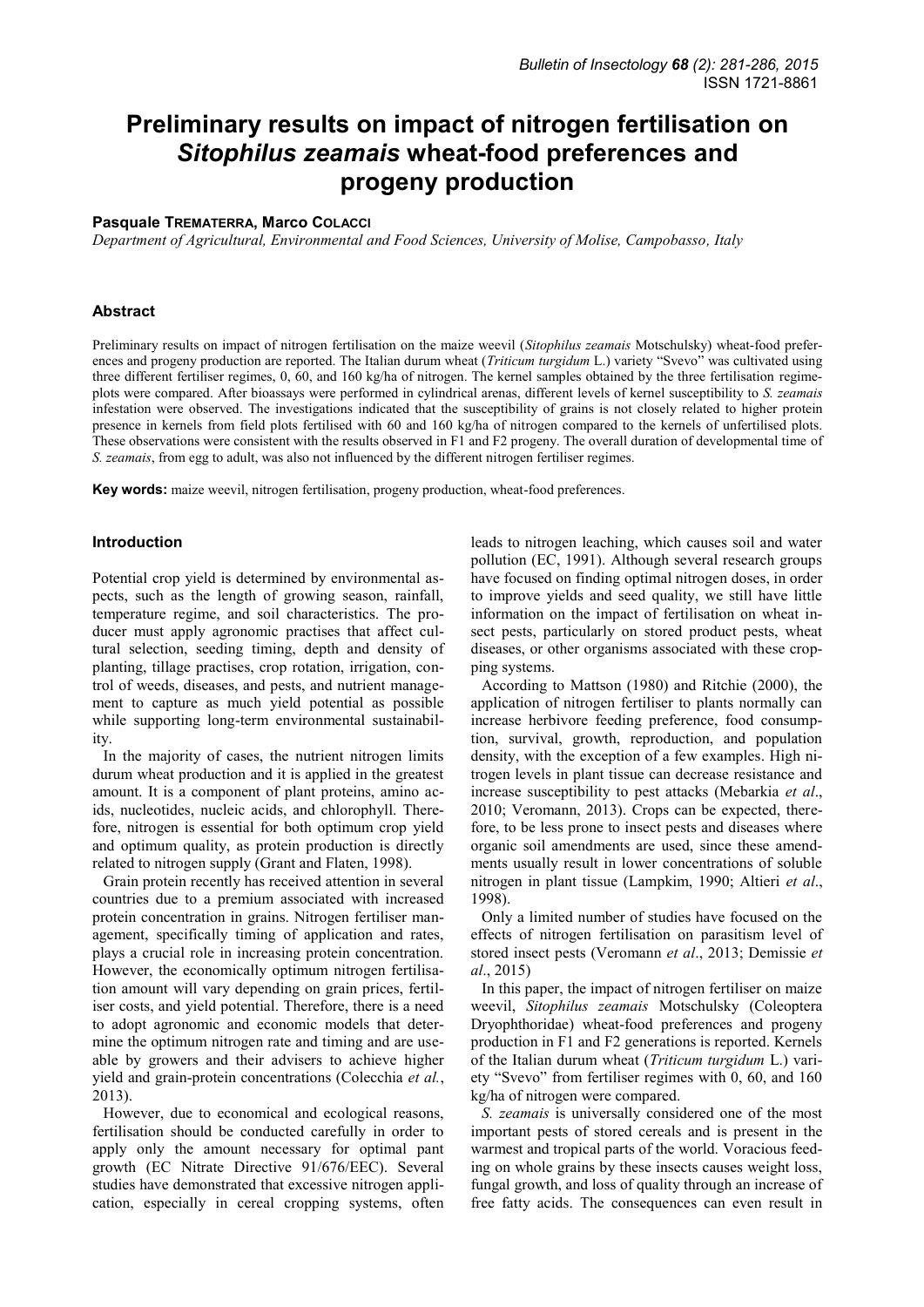# Preliminary results on impact of nitrogen fertilisation on *Sitophilus zeamais* wheat-food preferences and progeny production

**Pasquale Trematerra, Marco Colacci**

*Department of Agricultural, Environmental and Food Sciences, University of Molise, Campobasso, Italy*

## Abstract

Preliminary results on impact of nitrogen fertilisation on the maize weevil (*Sitophilus zeamais* Motschulsky) wheat-food preferences and progeny production are reported. The Italian durum wheat (*Triticum turgidum* L.) variety "Svevo" was cultivated using three different fertiliser regimes, 0, 60, and 160 kg/ha of nitrogen. The kernel samples obtained by the three fertilisation regime-plots were compared. After bioassays were performed in cylindrical arenas, different levels of kernel susceptibility to *S. zeamais* infestation were observed. The investigations indicated that the susceptibility of grains is not closely related to higher protein presence in kernels from field plots fertilised with 60 and 160 kg/ha of nitrogen compared to the kernels of unfertilised plots. These observations were consistent with the results observed in F1 and F2 progeny. The overall duration of developmental time of *S. zeamais*, from egg to adult, was also not influenced by the different nitrogen fertiliser regimes.

**Key words:** maize weevil, nitrogen fertilisation, progeny production, wheat-food preferences.

## Introduction

Potential crop yield is determined by environmental aspects, such as the length of growing season, rainfall, temperature regime, and soil characteristics. The producer must apply agronomic practises that affect cultural selection, seeding timing, depth and density of planting, tillage practises, crop rotation, irrigation, control of weeds, diseases, and pests, and nutrient management to capture as much yield potential as possible while supporting long-term environmental sustainability.

In the majority of cases, the nutrient nitrogen limits durum wheat production and it is applied in the greatest amount. It is a component of plant proteins, amino acids, nucleotides, nucleic acids, and chlorophyll. Therefore, nitrogen is essential for both optimum crop yield and optimum quality, as protein production is directly related to nitrogen supply (Grant and Flaten, 1998).

Grain protein recently has received attention in several countries due to a premium associated with increased protein concentration in grains. Nitrogen fertiliser management, specifically timing of application and rates, plays a crucial role in increasing protein concentration. However, the economically optimum nitrogen fertilisation amount will vary depending on grain prices, fertiliser costs, and yield potential. Therefore, there is a need to adopt agronomic and economic models that determine the optimum nitrogen rate and timing and are useable by growers and their advisers to achieve higher yield and grain-protein concentrations (Colecchia *et al.*, 2013).

However, due to economical and ecological reasons, fertilisation should be conducted carefully in order to apply only the amount necessary for optimal pant growth (EC Nitrate Directive 91/676/EEC). Several studies have demonstrated that excessive nitrogen application, especially in cereal cropping systems, often leads to nitrogen leaching, which causes soil and water pollution (EC, 1991). Although several research groups have focused on finding optimal nitrogen doses, in order to improve yields and seed quality, we still have little information on the impact of fertilisation on wheat insect pests, particularly on stored product pests, wheat diseases, or other organisms associated with these cropping systems.

According to Mattson (1980) and Ritchie (2000), the application of nitrogen fertiliser to plants normally can increase herbivore feeding preference, food consumption, survival, growth, reproduction, and population density, with the exception of a few examples. High nitrogen levels in plant tissue can decrease resistance and increase susceptibility to pest attacks (Mebarkia *et al*., 2010; Veromann, 2013). Crops can be expected, therefore, to be less prone to insect pests and diseases where organic soil amendments are used, since these amendments usually result in lower concentrations of soluble nitrogen in plant tissue (Lampkim, 1990; Altieri *et al*., 1998).

Only a limited number of studies have focused on the effects of nitrogen fertilisation on parasitism level of stored insect pests (Veromann *et al*., 2013; Demissie *et al*., 2015)

In this paper, the impact of nitrogen fertiliser on maize weevil, *Sitophilus zeamais* Motschulsky (Coleoptera Dryophthoridae) wheat-food preferences and progeny production in F1 and F2 generations is reported. Kernels of the Italian durum wheat (*Triticum turgidum* L.) variety "Svevo" from fertiliser regimes with 0, 60, and 160 kg/ha of nitrogen were compared.

*S. zeamais* is universally considered one of the most important pests of stored cereals and is present in the warmest and tropical parts of the world. Voracious feeding on whole grains by these insects causes weight loss, fungal growth, and loss of quality through an increase of free fatty acids. The consequences can even result in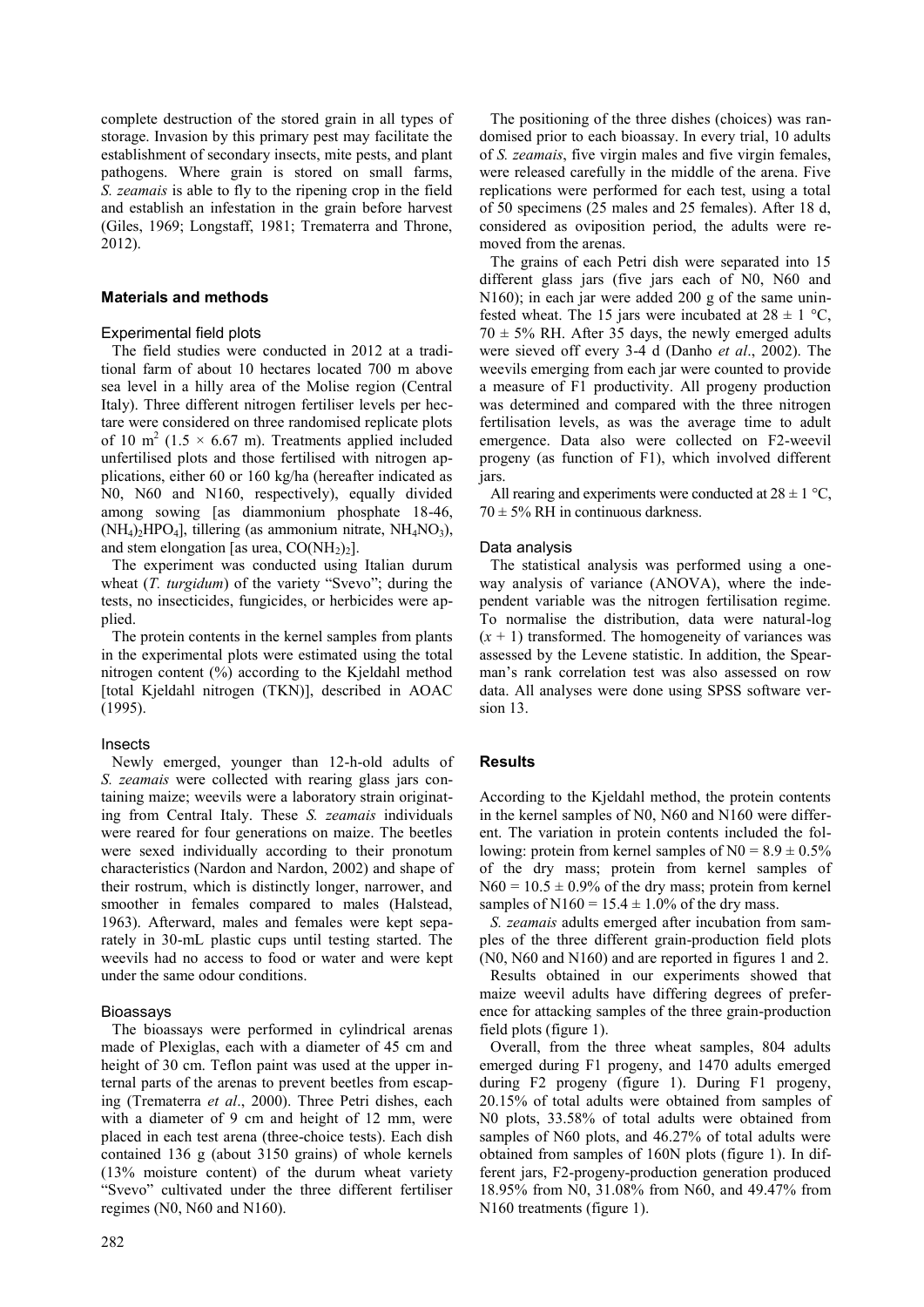complete destruction of the stored grain in all types of storage. Invasion by this primary pest may facilitate the establishment of secondary insects, mite pests, and plant pathogens. Where grain is stored on small farms, *S. zeamais* is able to fly to the ripening crop in the field and establish an infestation in the grain before harvest (Giles, 1969; Longstaff, 1981; Trematerra and Throne, 2012).

## Materials and methods

### Experimental field plots

The field studies were conducted in 2012 at a traditional farm of about 10 hectares located 700 m above sea level in a hilly area of the Molise region (Central Italy). Three different nitrogen fertiliser levels per hectare were considered on three randomised replicate plots of 10 $m^2$ (1.5 × 6.67 m). Treatments applied included unfertilised plots and those fertilised with nitrogen applications, either 60 or 160 kg/ha (hereafter indicated as N0, N60 and N160, respectively), equally divided among sowing [as diammonium phosphate 18-46, $(NH_4)_2HPO_4$], tillering (as ammonium nitrate, $NH_4NO_3$), and stem elongation [as urea, $CO(NH_2)_2$].

The experiment was conducted using Italian durum wheat (*T. turgidum*) of the variety "Svevo"; during the tests, no insecticides, fungicides, or herbicides were applied.

The protein contents in the kernel samples from plants in the experimental plots were estimated using the total nitrogen content (%) according to the Kjeldahl method [total Kjeldahl nitrogen (TKN)], described in AOAC (1995).

### Insects

Newly emerged, younger than 12-h-old adults of *S. zeamais* were collected with rearing glass jars containing maize; weevils were a laboratory strain originating from Central Italy. These *S. zeamais* individuals were reared for four generations on maize. The beetles were sexed individually according to their pronotum characteristics (Nardon and Nardon, 2002) and shape of their rostrum, which is distinctly longer, narrower, and smoother in females compared to males (Halstead, 1963). Afterward, males and females were kept separately in 30-mL plastic cups until testing started. The weevils had no access to food or water and were kept under the same odour conditions.

### Bioassays

The bioassays were performed in cylindrical arenas made of Plexiglas, each with a diameter of 45 cm and height of 30 cm. Teflon paint was used at the upper internal parts of the arenas to prevent beetles from escaping (Trematerra *et al*., 2000). Three Petri dishes, each with a diameter of 9 cm and height of 12 mm, were placed in each test arena (three-choice tests). Each dish contained 136 g (about 3150 grains) of whole kernels (13% moisture content) of the durum wheat variety "Svevo" cultivated under the three different fertiliser regimes (N0, N60 and N160).

The positioning of the three dishes (choices) was randomised prior to each bioassay. In every trial, 10 adults of *S. zeamais*, five virgin males and five virgin females, were released carefully in the middle of the arena. Five replications were performed for each test, using a total of 50 specimens (25 males and 25 females). After 18 d, considered as oviposition period, the adults were removed from the arenas.

The grains of each Petri dish were separated into 15 different glass jars (five jars each of N0, N60 and N160); in each jar were added 200 g of the same uninfested wheat. The 15 jars were incubated at 28 ± 1 °C, 70 ± 5% RH. After 35 days, the newly emerged adults were sieved off every 3-4 d (Danho *et al*., 2002). The weevils emerging from each jar were counted to provide a measure of F1 productivity. All progeny production was determined and compared with the three nitrogen fertilisation levels, as was the average time to adult emergence. Data also were collected on F2-weevil progeny (as function of F1), which involved different jars.

All rearing and experiments were conducted at 28 ± 1 °C, 70 ± 5% RH in continuous darkness.

### Data analysis

The statistical analysis was performed using a one-way analysis of variance (ANOVA), where the independent variable was the nitrogen fertilisation regime. To normalise the distribution, data were natural-log $(x + 1)$ transformed. The homogeneity of variances was assessed by the Levene statistic. In addition, the Spearman's rank correlation test was also assessed on row data. All analyses were done using SPSS software version 13.

## Results

According to the Kjeldahl method, the protein contents in the kernel samples of N0, N60 and N160 were different. The variation in protein contents included the following: protein from kernel samples of N0 = 8.9 ± 0.5% of the dry mass; protein from kernel samples of N60 = 10.5 ± 0.9% of the dry mass; protein from kernel samples of N160 = 15.4 ± 1.0% of the dry mass.

*S. zeamais* adults emerged after incubation from samples of the three different grain-production field plots (N0, N60 and N160) and are reported in figures 1 and 2.

Results obtained in our experiments showed that maize weevil adults have differing degrees of preference for attacking samples of the three grain-production field plots (figure 1).

Overall, from the three wheat samples, 804 adults emerged during F1 progeny, and 1470 adults emerged during F2 progeny (figure 1). During F1 progeny, 20.15% of total adults were obtained from samples of N0 plots, 33.58% of total adults were obtained from samples of N60 plots, and 46.27% of total adults were obtained from samples of 160N plots (figure 1). In different jars, F2-progeny-production generation produced 18.95% from N0, 31.08% from N60, and 49.47% from N160 treatments (figure 1).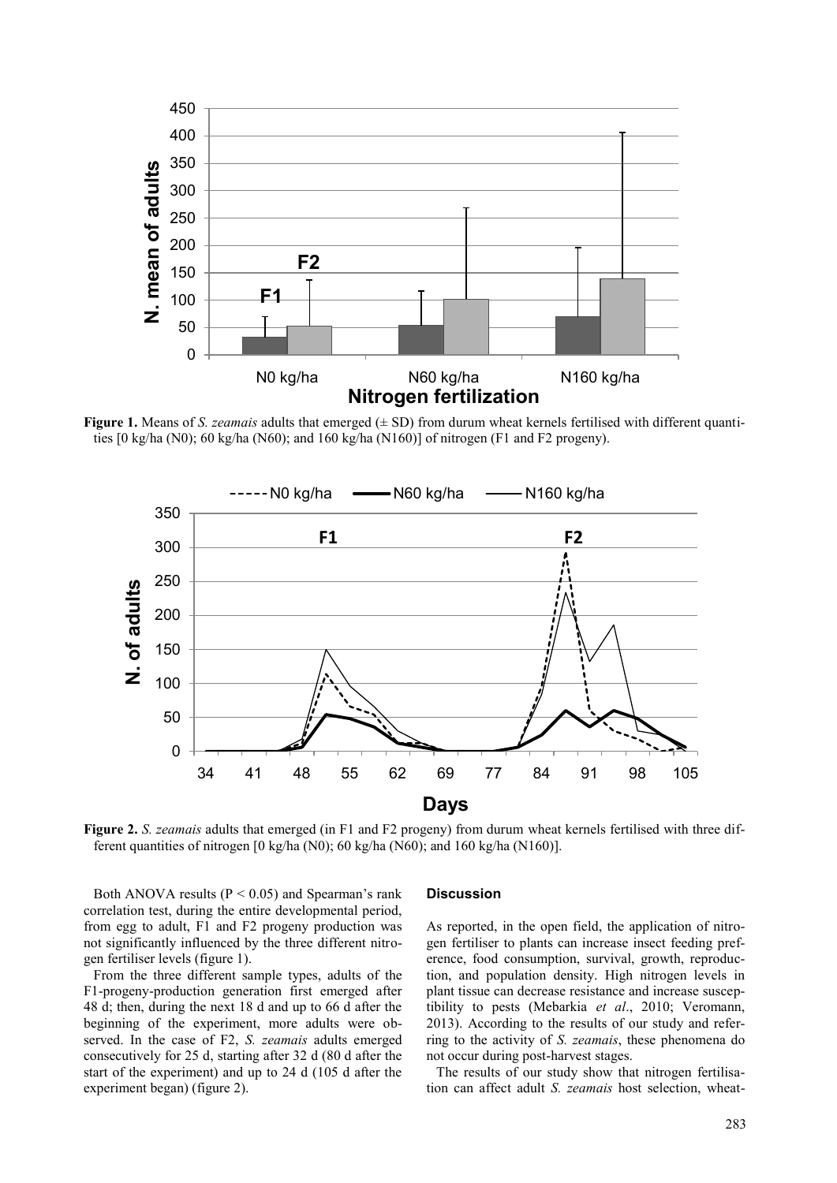**Figure 1.** Means of *S. zeamais* adults that emerged (± SD) from durum wheat kernels fertilised with different quantities [0 kg/ha (N0); 60 kg/ha (N60); and 160 kg/ha (N160)] of nitrogen (F1 and F2 progeny).

**Figure 2.** *S. zeamais* adults that emerged (in F1 and F2 progeny) from durum wheat kernels fertilised with three different quantities of nitrogen [0 kg/ha (N0); 60 kg/ha (N60); and 160 kg/ha (N160)].

Both ANOVA results ($P < 0.05$) and Spearman's rank correlation test, during the entire developmental period, from egg to adult, F1 and F2 progeny production was not significantly influenced by the three different nitrogen fertiliser levels (figure 1).

From the three different sample types, adults of the F1-progeny-production generation first emerged after 48 d; then, during the next 18 d and up to 66 d after the beginning of the experiment, more adults were observed. In the case of F2, *S. zeamais* adults emerged consecutively for 25 d, starting after 32 d (80 d after the start of the experiment) and up to 24 d (105 d after the experiment began) (figure 2).

## Discussion

As reported, in the open field, the application of nitrogen fertiliser to plants can increase insect feeding preference, food consumption, survival, growth, reproduction, and population density. High nitrogen levels in plant tissue can decrease resistance and increase susceptibility to pests (Mebarkia *et al*., 2010; Veromann, 2013). According to the results of our study and referring to the activity of *S. zeamais*, these phenomena do not occur during post-harvest stages.

The results of our study show that nitrogen fertilisation can affect adult *S. zeamais* host selection, wheat-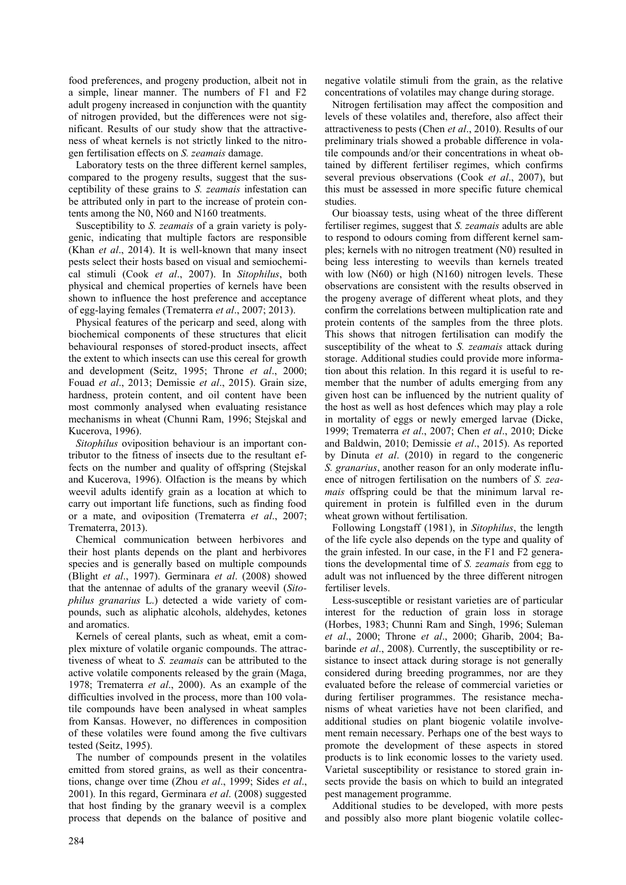food preferences, and progeny production, albeit not in a simple, linear manner. The numbers of F1 and F2 adult progeny increased in conjunction with the quantity of nitrogen provided, but the differences were not significant. Results of our study show that the attractiveness of wheat kernels is not strictly linked to the nitrogen fertilisation effects on *S. zeamais* damage.

Laboratory tests on the three different kernel samples, compared to the progeny results, suggest that the susceptibility of these grains to *S. zeamais* infestation can be attributed only in part to the increase of protein contents among the N0, N60 and N160 treatments.

Susceptibility to *S. zeamais* of a grain variety is polygenic, indicating that multiple factors are responsible (Khan *et al*., 2014). It is well-known that many insect pests select their hosts based on visual and semiochemical stimuli (Cook *et al*., 2007). In *Sitophilus*, both physical and chemical properties of kernels have been shown to influence the host preference and acceptance of egg-laying females (Trematerra *et al*., 2007; 2013).

Physical features of the pericarp and seed, along with biochemical components of these structures that elicit behavioural responses of stored-product insects, affect the extent to which insects can use this cereal for growth and development (Seitz, 1995; Throne *et al*., 2000; Fouad *et al*., 2013; Demissie *et al*., 2015). Grain size, hardness, protein content, and oil content have been most commonly analysed when evaluating resistance mechanisms in wheat (Chunni Ram, 1996; Stejskal and Kucerova, 1996).

*Sitophilus* oviposition behaviour is an important contributor to the fitness of insects due to the resultant effects on the number and quality of offspring (Stejskal and Kucerova, 1996). Olfaction is the means by which weevil adults identify grain as a location at which to carry out important life functions, such as finding food or a mate, and oviposition (Trematerra *et al*., 2007; Trematerra, 2013).

Chemical communication between herbivores and their host plants depends on the plant and herbivores species and is generally based on multiple compounds (Blight *et al*., 1997). Germinara *et al*. (2008) showed that the antennae of adults of the granary weevil (*Sitophilus granarius* L.) detected a wide variety of compounds, such as aliphatic alcohols, aldehydes, ketones and aromatics.

Kernels of cereal plants, such as wheat, emit a complex mixture of volatile organic compounds. The attractiveness of wheat to *S. zeamais* can be attributed to the active volatile components released by the grain (Maga, 1978; Trematerra *et al*., 2000). As an example of the difficulties involved in the process, more than 100 volatile compounds have been analysed in wheat samples from Kansas. However, no differences in composition of these volatiles were found among the five cultivars tested (Seitz, 1995).

The number of compounds present in the volatiles emitted from stored grains, as well as their concentrations, change over time (Zhou *et al*., 1999; Sides *et al*., 2001). In this regard, Germinara *et al*. (2008) suggested that host finding by the granary weevil is a complex process that depends on the balance of positive and negative volatile stimuli from the grain, as the relative concentrations of volatiles may change during storage.

Nitrogen fertilisation may affect the composition and levels of these volatiles and, therefore, also affect their attractiveness to pests (Chen *et al*., 2010). Results of our preliminary trials showed a probable difference in volatile compounds and/or their concentrations in wheat obtained by different fertiliser regimes, which confirms several previous observations (Cook *et al*., 2007), but this must be assessed in more specific future chemical studies.

Our bioassay tests, using wheat of the three different fertiliser regimes, suggest that *S. zeamais* adults are able to respond to odours coming from different kernel samples; kernels with no nitrogen treatment (N0) resulted in being less interesting to weevils than kernels treated with low (N60) or high (N160) nitrogen levels. These observations are consistent with the results observed in the progeny average of different wheat plots, and they confirm the correlations between multiplication rate and protein contents of the samples from the three plots. This shows that nitrogen fertilisation can modify the susceptibility of the wheat to *S. zeamais* attack during storage. Additional studies could provide more information about this relation. In this regard it is useful to remember that the number of adults emerging from any given host can be influenced by the nutrient quality of the host as well as host defences which may play a role in mortality of eggs or newly emerged larvae (Dicke, 1999; Trematerra *et al*., 2007; Chen *et al*., 2010; Dicke and Baldwin, 2010; Demissie *et al*., 2015). As reported by Dinuta *et al*. (2010) in regard to the congeneric *S. granarius*, another reason for an only moderate influence of nitrogen fertilisation on the numbers of *S. zeamais* offspring could be that the minimum larval requirement in protein is fulfilled even in the durum wheat grown without fertilisation.

Following Longstaff (1981), in *Sitophilus*, the length of the life cycle also depends on the type and quality of the grain infested. In our case, in the F1 and F2 generations the developmental time of *S. zeamais* from egg to adult was not influenced by the three different nitrogen fertiliser levels.

Less-susceptible or resistant varieties are of particular interest for the reduction of grain loss in storage (Horbes, 1983; Chunni Ram and Singh, 1996; Suleman *et al*., 2000; Throne *et al*., 2000; Gharib, 2004; Babarinde *et al*., 2008). Currently, the susceptibility or resistance to insect attack during storage is not generally considered during breeding programmes, nor are they evaluated before the release of commercial varieties or during fertiliser programmes. The resistance mechanisms of wheat varieties have not been clarified, and additional studies on plant biogenic volatile involvement remain necessary. Perhaps one of the best ways to promote the development of these aspects in stored products is to link economic losses to the variety used. Varietal susceptibility or resistance to stored grain insects provide the basis on which to build an integrated pest management programme.

Additional studies to be developed, with more pests and possibly also more plant biogenic volatile collec-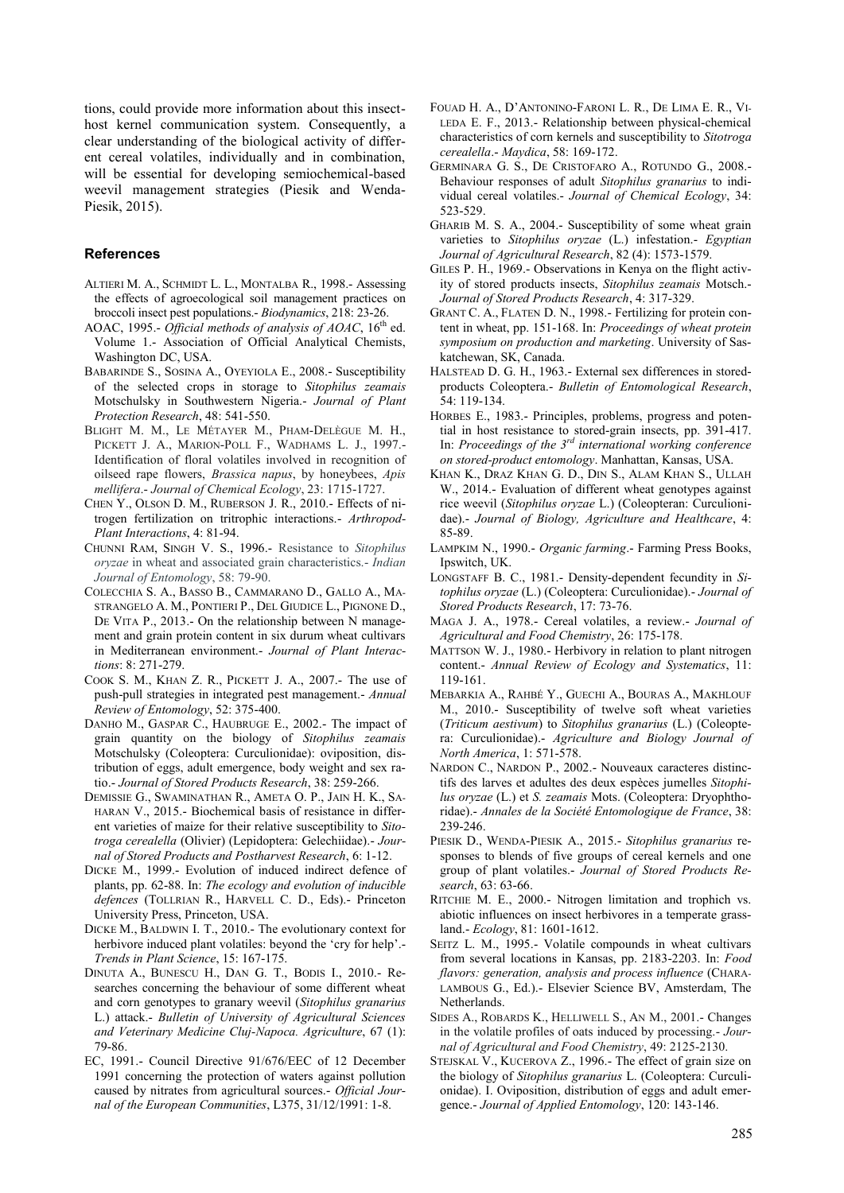tions, could provide more information about this insect-host kernel communication system. Consequently, a clear understanding of the biological activity of different cereal volatiles, individually and in combination, will be essential for developing semiochemical-based weevil management strategies (Piesik and Wenda-Piesik, 2015).

## References

ALTIERI M. A., SCHMIDT L. L., MONTALBA R., 1998.- Assessing the effects of agroecological soil management practices on broccoli insect pest populations.- *Biodynamics*, 218: 23-26.

AOAC, 1995.- *Official methods of analysis of AOAC*, 16th ed. Volume 1.- Association of Official Analytical Chemists, Washington DC, USA.

BABARINDE S., SOSINA A., OYEYIOLA E., 2008.- Susceptibility of the selected crops in storage to *Sitophilus zeamais* Motschulsky in Southwestern Nigeria.- *Journal of Plant Protection Research*, 48: 541-550.

BLIGHT M. M., LE MÉTAYER M., PHAM-DELÈGUE M. H., PICKETT J. A., MARION-POLL F., WADHAMS L. J., 1997.- Identification of floral volatiles involved in recognition of oilseed rape flowers, *Brassica napus*, by honeybees, *Apis mellifera*.- *Journal of Chemical Ecology*, 23: 1715-1727.

CHEN Y., OLSON D. M., RUBERSON J. R., 2010.- Effects of nitrogen fertilization on tritrophic interactions.- *Arthropod-Plant Interactions*, 4: 81-94.

CHUNNI RAM, SINGH V. S., 1996.- Resistance to *Sitophilus oryzae* in wheat and associated grain characteristics.- *Indian Journal of Entomology*, 58: 79-90.

COLECCHIA S. A., BASSO B., CAMMARANO D., GALLO A., MASTRANGELO A. M., PONTIERI P., DEL GIUDICE L., PIGNONE D., DE VITA P., 2013.- On the relationship between N management and grain protein content in six durum wheat cultivars in Mediterranean environment.- *Journal of Plant Interactions*: 8: 271-279.

COOK S. M., KHAN Z. R., PICKETT J. A., 2007.- The use of push-pull strategies in integrated pest management.- *Annual Review of Entomology*, 52: 375-400.

DANHO M., GASPAR C., HAUBRUGE E., 2002.- The impact of grain quantity on the biology of *Sitophilus zeamais* Motschulsky (Coleoptera: Curculionidae): oviposition, distribution of eggs, adult emergence, body weight and sex ratio.- *Journal of Stored Products Research*, 38: 259-266.

DEMISSIE G., SWAMINATHAN R., AMETA O. P., JAIN H. K., SAHARAN V., 2015.- Biochemical basis of resistance in different varieties of maize for their relative susceptibility to *Sitotroga cerealella* (Olivier) (Lepidoptera: Gelechiidae).- *Journal of Stored Products and Postharvest Research*, 6: 1-12.

DICKE M., 1999.- Evolution of induced indirect defence of plants, pp. 62-88. In: *The ecology and evolution of inducible defences* (TOLLRIAN R., HARVELL C. D., Eds).- Princeton University Press, Princeton, USA.

DICKE M., BALDWIN I. T., 2010.- The evolutionary context for herbivore induced plant volatiles: beyond the 'cry for help'.- *Trends in Plant Science*, 15: 167-175.

DINUTA A., BUNESCU H., DAN G. T., BODIS I., 2010.- Researches concerning the behaviour of some different wheat and corn genotypes to granary weevil (*Sitophilus granarius* L.) attack.- *Bulletin of University of Agricultural Sciences and Veterinary Medicine Cluj-Napoca. Agriculture*, 67 (1): 79-86.

EC, 1991.- Council Directive 91/676/EEC of 12 December 1991 concerning the protection of waters against pollution caused by nitrates from agricultural sources.- *Official Journal of the European Communities*, L375, 31/12/1991: 1-8.

FOUAD H. A., D'ANTONINO-FARONI L. R., DE LIMA E. R., VILEDA E. F., 2013.- Relationship between physical-chemical characteristics of corn kernels and susceptibility to *Sitotroga cerealella*.- *Maydica*, 58: 169-172.

GERMINARA G. S., DE CRISTOFARO A., ROTUNDO G., 2008.- Behaviour responses of adult *Sitophilus granarius* to individual cereal volatiles.- *Journal of Chemical Ecology*, 34: 523-529.

GHARIB M. S. A., 2004.- Susceptibility of some wheat grain varieties to *Sitophilus oryzae* (L.) infestation.- *Egyptian Journal of Agricultural Research*, 82 (4): 1573-1579.

GILES P. H., 1969.- Observations in Kenya on the flight activity of stored products insects, *Sitophilus zeamais* Motsch.- *Journal of Stored Products Research*, 4: 317-329.

GRANT C. A., FLATEN D. N., 1998.- Fertilizing for protein content in wheat, pp. 151-168. In: *Proceedings of wheat protein symposium on production and marketing*. University of Saskatchewan, SK, Canada.

HALSTEAD D. G. H., 1963.- External sex differences in stored-products Coleoptera.- *Bulletin of Entomological Research*, 54: 119-134.

HORBES E., 1983.- Principles, problems, progress and potential in host resistance to stored-grain insects, pp. 391-417. In: *Proceedings of the 3rd international working conference on stored-product entomology*. Manhattan, Kansas, USA.

KHAN K., DRAZ KHAN G. D., DIN S., ALAM KHAN S., ULLAH W., 2014.- Evaluation of different wheat genotypes against rice weevil (*Sitophilus oryzae* L.) (Coleopteran: Curculionidae).- *Journal of Biology, Agriculture and Healthcare*, 4: 85-89.

LAMPKIM N., 1990.- *Organic farming*.- Farming Press Books, Ipswitch, UK.

LONGSTAFF B. C., 1981.- Density-dependent fecundity in *Sitophilus oryzae* (L.) (Coleoptera: Curculionidae).- *Journal of Stored Products Research*, 17: 73-76.

MAGA J. A., 1978.- Cereal volatiles, a review.- *Journal of Agricultural and Food Chemistry*, 26: 175-178.

MATTSON W. J., 1980.- Herbivory in relation to plant nitrogen content.- *Annual Review of Ecology and Systematics*, 11: 119-161.

MEBARKIA A., RAHBÉ Y., GUECHI A., BOURAS A., MAKHLOUF M., 2010.- Susceptibility of twelve soft wheat varieties (*Triticum aestivum*) to *Sitophilus granarius* (L.) (Coleoptera: Curculionidae).- *Agriculture and Biology Journal of North America*, 1: 571-578.

NARDON C., NARDON P., 2002.- Nouveaux caracteres distinctifs des larves et adultes des deux espèces jumelles *Sitophilus oryzae* (L.) et *S. zeamais* Mots. (Coleoptera: Dryophthoridae).- *Annales de la Société Entomologique de France*, 38: 239-246.

PIESIK D., WENDA-PIESIK A., 2015.- *Sitophilus granarius* responses to blends of five groups of cereal kernels and one group of plant volatiles.- *Journal of Stored Products Research*, 63: 63-66.

RITCHIE M. E., 2000.- Nitrogen limitation and trophich vs. abiotic influences on insect herbivores in a temperate grassland.- *Ecology*, 81: 1601-1612.

SEITZ L. M., 1995.- Volatile compounds in wheat cultivars from several locations in Kansas, pp. 2183-2203. In: *Food flavors: generation, analysis and process influence* (CHARALAMBOUS G., Ed.).- Elsevier Science BV, Amsterdam, The Netherlands.

SIDES A., ROBARDS K., HELLIWELL S., AN M., 2001.- Changes in the volatile profiles of oats induced by processing.- *Journal of Agricultural and Food Chemistry*, 49: 2125-2130.

STEJSKAL V., KUCEROVA Z., 1996.- The effect of grain size on the biology of *Sitophilus granarius* L. (Coleoptera: Curculionidae). I. Oviposition, distribution of eggs and adult emergence.- *Journal of Applied Entomology*, 120: 143-146.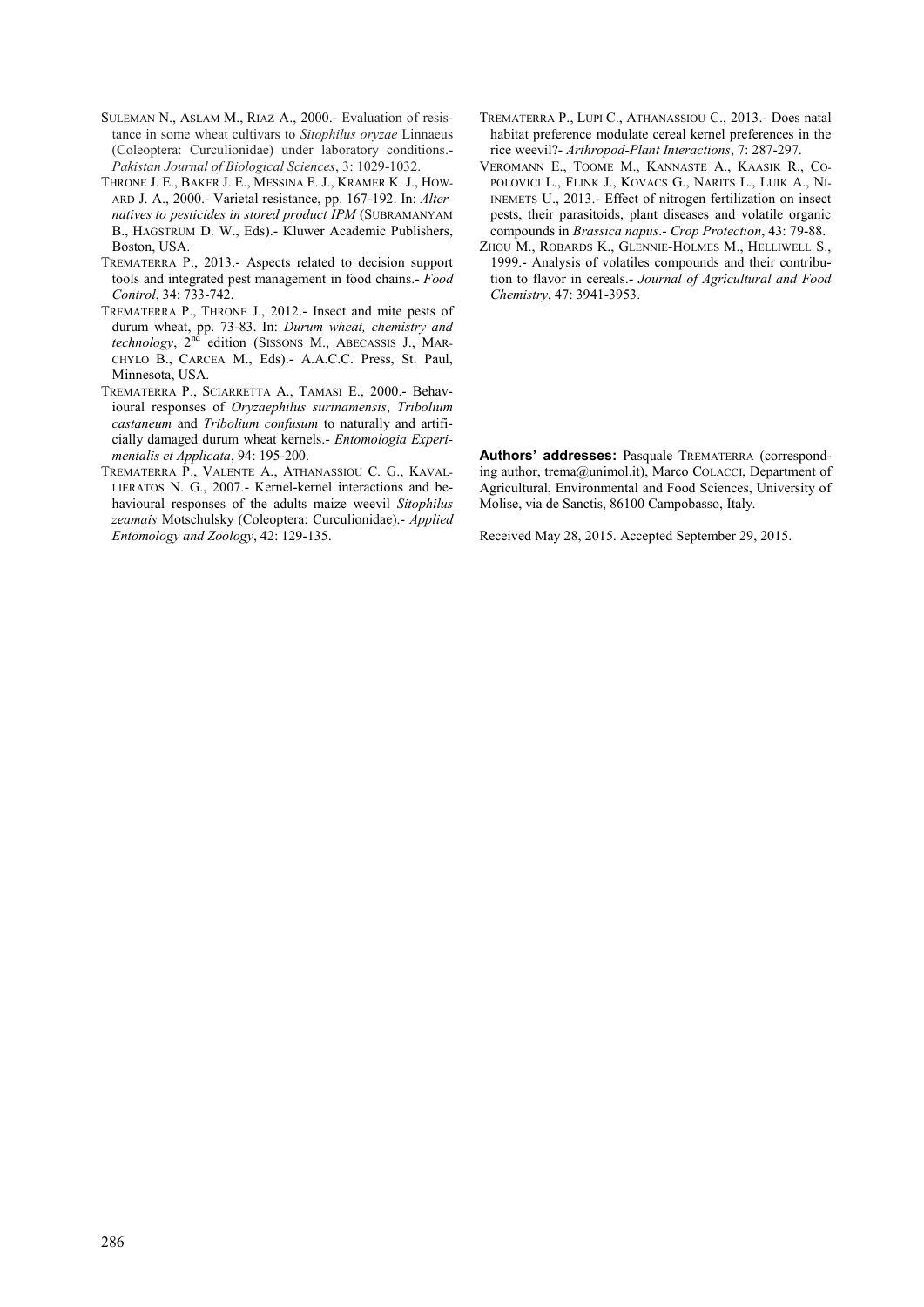SULEMAN N., ASLAM M., RIAZ A., 2000.- Evaluation of resistance in some wheat cultivars to *Sitophilus oryzae* Linnaeus (Coleoptera: Curculionidae) under laboratory conditions.- *Pakistan Journal of Biological Sciences*, 3: 1029-1032.

THRONE J. E., BAKER J. E., MESSINA F. J., KRAMER K. J., HOWARD J. A., 2000.- Varietal resistance, pp. 167-192. In: *Alternatives to pesticides in stored product IPM* (SUBRAMANYAM B., HAGSTRUM D. W., Eds).- Kluwer Academic Publishers, Boston, USA.

TREMATERRA P., 2013.- Aspects related to decision support tools and integrated pest management in food chains.- *Food Control*, 34: 733-742.

TREMATERRA P., THRONE J., 2012.- Insect and mite pests of durum wheat, pp. 73-83. In: *Durum wheat, chemistry and technology*, 2nd edition (SISSONS M., ABECASSIS J., MARCHYLO B., CARCEA M., Eds).- A.A.C.C. Press, St. Paul, Minnesota, USA.

TREMATERRA P., SCIARRETTA A., TAMASI E., 2000.- Behavioural responses of *Oryzaephilus surinamensis*, *Tribolium castaneum* and *Tribolium confusum* to naturally and artificially damaged durum wheat kernels.- *Entomologia Experimentalis et Applicata*, 94: 195-200.

TREMATERRA P., VALENTE A., ATHANASSIOU C. G., KAVALLIERATOS N. G., 2007.- Kernel-kernel interactions and behavioural responses of the adults maize weevil *Sitophilus zeamais* Motschulsky (Coleoptera: Curculionidae).- *Applied Entomology and Zoology*, 42: 129-135.

TREMATERRA P., LUPI C., ATHANASSIOU C., 2013.- Does natal habitat preference modulate cereal kernel preferences in the rice weevil?- *Arthropod-Plant Interactions*, 7: 287-297.

VEROMANN E., TOOME M., KANNASTE A., KAASIK R., COPOLOVICI L., FLINK J., KOVACS G., NARITS L., LUIK A., NIINEMETS U., 2013.- Effect of nitrogen fertilization on insect pests, their parasitoids, plant diseases and volatile organic compounds in *Brassica napus*.- *Crop Protection*, 43: 79-88.

ZHOU M., ROBARDS K., GLENNIE-HOLMES M., HELLIWELL S., 1999.- Analysis of volatiles compounds and their contribution to flavor in cereals.- *Journal of Agricultural and Food Chemistry*, 47: 3941-3953.

**Authors' addresses:** Pasquale TREMATERRA (corresponding author, trema@unimol.it), Marco COLACCI, Department of Agricultural, Environmental and Food Sciences, University of Molise, via de Sanctis, 86100 Campobasso, Italy.

Received May 28, 2015. Accepted September 29, 2015.